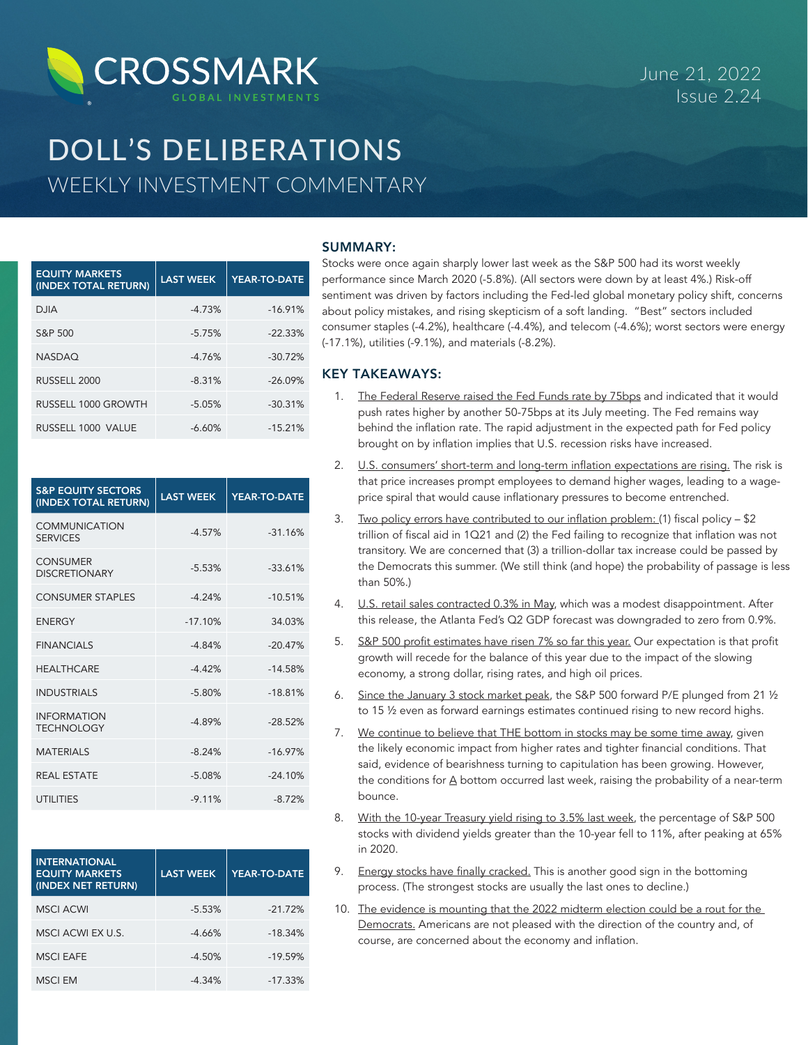CROSSMARK GLOBAL INVESTMENTS

June 21, 2022
Issue 2.24

# DOLL'S DELIBERATIONS

## WEEKLY INVESTMENT COMMENTARY

| EQUITY MARKETS (INDEX TOTAL RETURN) | LAST WEEK | YEAR-TO-DATE |
|---|---|---|
| DJIA | -4.73% | -16.91% |
| S&P 500 | -5.75% | -22.33% |
| NASDAQ | -4.76% | -30.72% |
| RUSSELL 2000 | -8.31% | -26.09% |
| RUSSELL 1000 GROWTH | -5.05% | -30.31% |
| RUSSELL 1000 VALUE | -6.60% | -15.21% |

| S&P EQUITY SECTORS (INDEX TOTAL RETURN) | LAST WEEK | YEAR-TO-DATE |
|---|---|---|
| COMMUNICATION SERVICES | -4.57% | -31.16% |
| CONSUMER DISCRETIONARY | -5.53% | -33.61% |
| CONSUMER STAPLES | -4.24% | -10.51% |
| ENERGY | -17.10% | 34.03% |
| FINANCIALS | -4.84% | -20.47% |
| HEALTHCARE | -4.42% | -14.58% |
| INDUSTRIALS | -5.80% | -18.81% |
| INFORMATION TECHNOLOGY | -4.89% | -28.52% |
| MATERIALS | -8.24% | -16.97% |
| REAL ESTATE | -5.08% | -24.10% |
| UTILITIES | -9.11% | -8.72% |

| INTERNATIONAL EQUITY MARKETS (INDEX NET RETURN) | LAST WEEK | YEAR-TO-DATE |
|---|---|---|
| MSCI ACWI | -5.53% | -21.72% |
| MSCI ACWI EX U.S. | -4.66% | -18.34% |
| MSCI EAFE | -4.50% | -19.59% |
| MSCI EM | -4.34% | -17.33% |

### SUMMARY:

Stocks were once again sharply lower last week as the S&P 500 had its worst weekly performance since March 2020 (-5.8%). (All sectors were down by at least 4%.) Risk-off sentiment was driven by factors including the Fed-led global monetary policy shift, concerns about policy mistakes, and rising skepticism of a soft landing. "Best" sectors included consumer staples (-4.2%), healthcare (-4.4%), and telecom (-4.6%); worst sectors were energy (-17.1%), utilities (-9.1%), and materials (-8.2%).

### KEY TAKEAWAYS:

1. The Federal Reserve raised the Fed Funds rate by 75bps and indicated that it would push rates higher by another 50-75bps at its July meeting. The Fed remains way behind the inflation rate. The rapid adjustment in the expected path for Fed policy brought on by inflation implies that U.S. recession risks have increased.
2. U.S. consumers' short-term and long-term inflation expectations are rising. The risk is that price increases prompt employees to demand higher wages, leading to a wage-price spiral that would cause inflationary pressures to become entrenched.
3. Two policy errors have contributed to our inflation problem: (1) fiscal policy – $2 trillion of fiscal aid in 1Q21 and (2) the Fed failing to recognize that inflation was not transitory. We are concerned that (3) a trillion-dollar tax increase could be passed by the Democrats this summer. (We still think (and hope) the probability of passage is less than 50%.)
4. U.S. retail sales contracted 0.3% in May, which was a modest disappointment. After this release, the Atlanta Fed's Q2 GDP forecast was downgraded to zero from 0.9%.
5. S&P 500 profit estimates have risen 7% so far this year. Our expectation is that profit growth will recede for the balance of this year due to the impact of the slowing economy, a strong dollar, rising rates, and high oil prices.
6. Since the January 3 stock market peak, the S&P 500 forward P/E plunged from 21 ½ to 15 ½ even as forward earnings estimates continued rising to new record highs.
7. We continue to believe that THE bottom in stocks may be some time away, given the likely economic impact from higher rates and tighter financial conditions. That said, evidence of bearishness turning to capitulation has been growing. However, the conditions for A bottom occurred last week, raising the probability of a near-term bounce.
8. With the 10-year Treasury yield rising to 3.5% last week, the percentage of S&P 500 stocks with dividend yields greater than the 10-year fell to 11%, after peaking at 65% in 2020.
9. Energy stocks have finally cracked. This is another good sign in the bottoming process. (The strongest stocks are usually the last ones to decline.)
10. The evidence is mounting that the 2022 midterm election could be a rout for the Democrats. Americans are not pleased with the direction of the country and, of course, are concerned about the economy and inflation.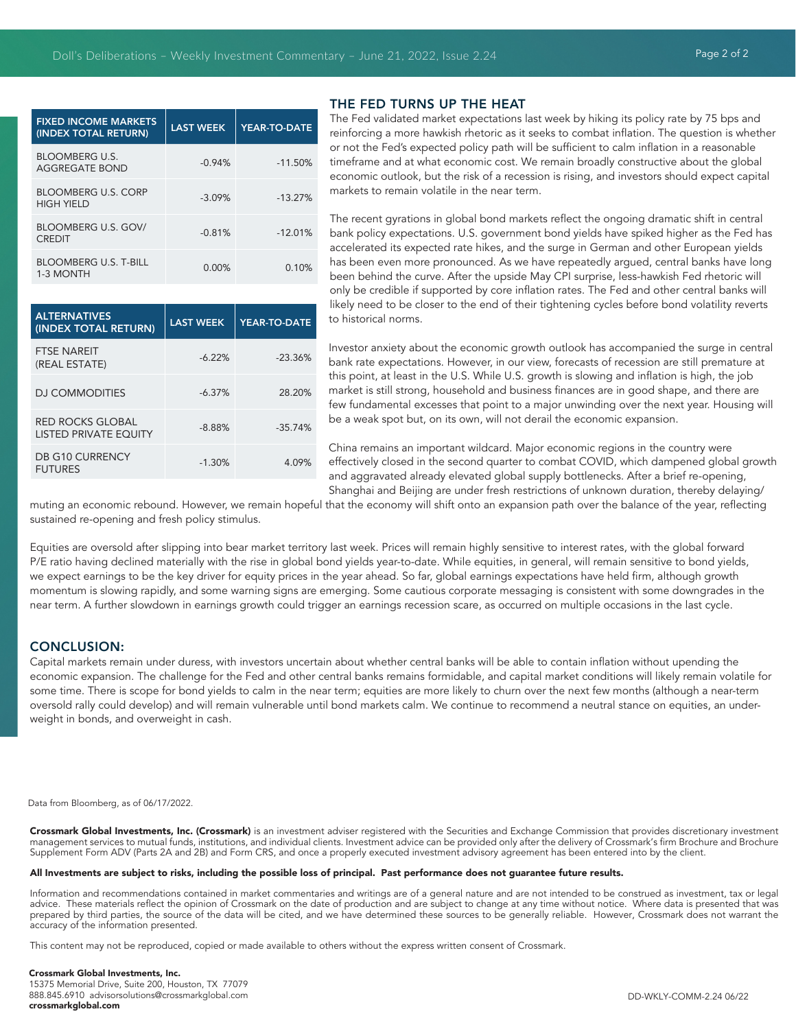| FIXED INCOME MARKETS (INDEX TOTAL RETURN) | LAST WEEK | YEAR-TO-DATE |
|---|---|---|
| BLOOMBERG U.S. AGGREGATE BOND | -0.94% | -11.50% |
| BLOOMBERG U.S. CORP HIGH YIELD | -3.09% | -13.27% |
| BLOOMBERG U.S. GOV/ CREDIT | -0.81% | -12.01% |
| BLOOMBERG U.S. T-BILL 1-3 MONTH | 0.00% | 0.10% |

| ALTERNATIVES (INDEX TOTAL RETURN) | LAST WEEK | YEAR-TO-DATE |
|---|---|---|
| FTSE NAREIT (REAL ESTATE) | -6.22% | -23.36% |
| DJ COMMODITIES | -6.37% | 28.20% |
| RED ROCKS GLOBAL LISTED PRIVATE EQUITY | -8.88% | -35.74% |
| DB G10 CURRENCY FUTURES | -1.30% | 4.09% |

## THE FED TURNS UP THE HEAT

The Fed validated market expectations last week by hiking its policy rate by 75 bps and reinforcing a more hawkish rhetoric as it seeks to combat inflation. The question is whether or not the Fed's expected policy path will be sufficient to calm inflation in a reasonable timeframe and at what economic cost. We remain broadly constructive about the global economic outlook, but the risk of a recession is rising, and investors should expect capital markets to remain volatile in the near term.

The recent gyrations in global bond markets reflect the ongoing dramatic shift in central bank policy expectations. U.S. government bond yields have spiked higher as the Fed has accelerated its expected rate hikes, and the surge in German and other European yields has been even more pronounced. As we have repeatedly argued, central banks have long been behind the curve. After the upside May CPI surprise, less-hawkish Fed rhetoric will only be credible if supported by core inflation rates. The Fed and other central banks will likely need to be closer to the end of their tightening cycles before bond volatility reverts to historical norms.

Investor anxiety about the economic growth outlook has accompanied the surge in central bank rate expectations. However, in our view, forecasts of recession are still premature at this point, at least in the U.S. While U.S. growth is slowing and inflation is high, the job market is still strong, household and business finances are in good shape, and there are few fundamental excesses that point to a major unwinding over the next year. Housing will be a weak spot but, on its own, will not derail the economic expansion.

China remains an important wildcard. Major economic regions in the country were effectively closed in the second quarter to combat COVID, which dampened global growth and aggravated already elevated global supply bottlenecks. After a brief re-opening, Shanghai and Beijing are under fresh restrictions of unknown duration, thereby delaying/muting an economic rebound. However, we remain hopeful that the economy will shift onto an expansion path over the balance of the year, reflecting sustained re-opening and fresh policy stimulus.

Equities are oversold after slipping into bear market territory last week. Prices will remain highly sensitive to interest rates, with the global forward P/E ratio having declined materially with the rise in global bond yields year-to-date. While equities, in general, will remain sensitive to bond yields, we expect earnings to be the key driver for equity prices in the year ahead. So far, global earnings expectations have held firm, although growth momentum is slowing rapidly, and some warning signs are emerging. Some cautious corporate messaging is consistent with some downgrades in the near term. A further slowdown in earnings growth could trigger an earnings recession scare, as occurred on multiple occasions in the last cycle.

## CONCLUSION:

Capital markets remain under duress, with investors uncertain about whether central banks will be able to contain inflation without upending the economic expansion. The challenge for the Fed and other central banks remains formidable, and capital market conditions will likely remain volatile for some time. There is scope for bond yields to calm in the near term; equities are more likely to churn over the next few months (although a near-term oversold rally could develop) and will remain vulnerable until bond markets calm. We continue to recommend a neutral stance on equities, an underweight in bonds, and overweight in cash.

Data from Bloomberg, as of 06/17/2022.

**Crossmark Global Investments, Inc. (Crossmark)** is an investment adviser registered with the Securities and Exchange Commission that provides discretionary investment management services to mutual funds, institutions, and individual clients. Investment advice can be provided only after the delivery of Crossmark's firm Brochure and Brochure Supplement Form ADV (Parts 2A and 2B) and Form CRS, and once a properly executed investment advisory agreement has been entered into by the client.

**All Investments are subject to risks, including the possible loss of principal. Past performance does not guarantee future results.**

Information and recommendations contained in market commentaries and writings are of a general nature and are not intended to be construed as investment, tax or legal advice. These materials reflect the opinion of Crossmark on the date of production and are subject to change at any time without notice. Where data is presented that was prepared by third parties, the source of the data will be cited, and we have determined these sources to be generally reliable. However, Crossmark does not warrant the accuracy of the information presented.

This content may not be reproduced, copied or made available to others without the express written consent of Crossmark.

**Crossmark Global Investments, Inc.**
15375 Memorial Drive, Suite 200, Houston, TX 77079
888.845.6910 advisorsolutions@crossmarkglobal.com
**crossmarkglobal.com**

DD-WKLY-COMM-2.24 06/22